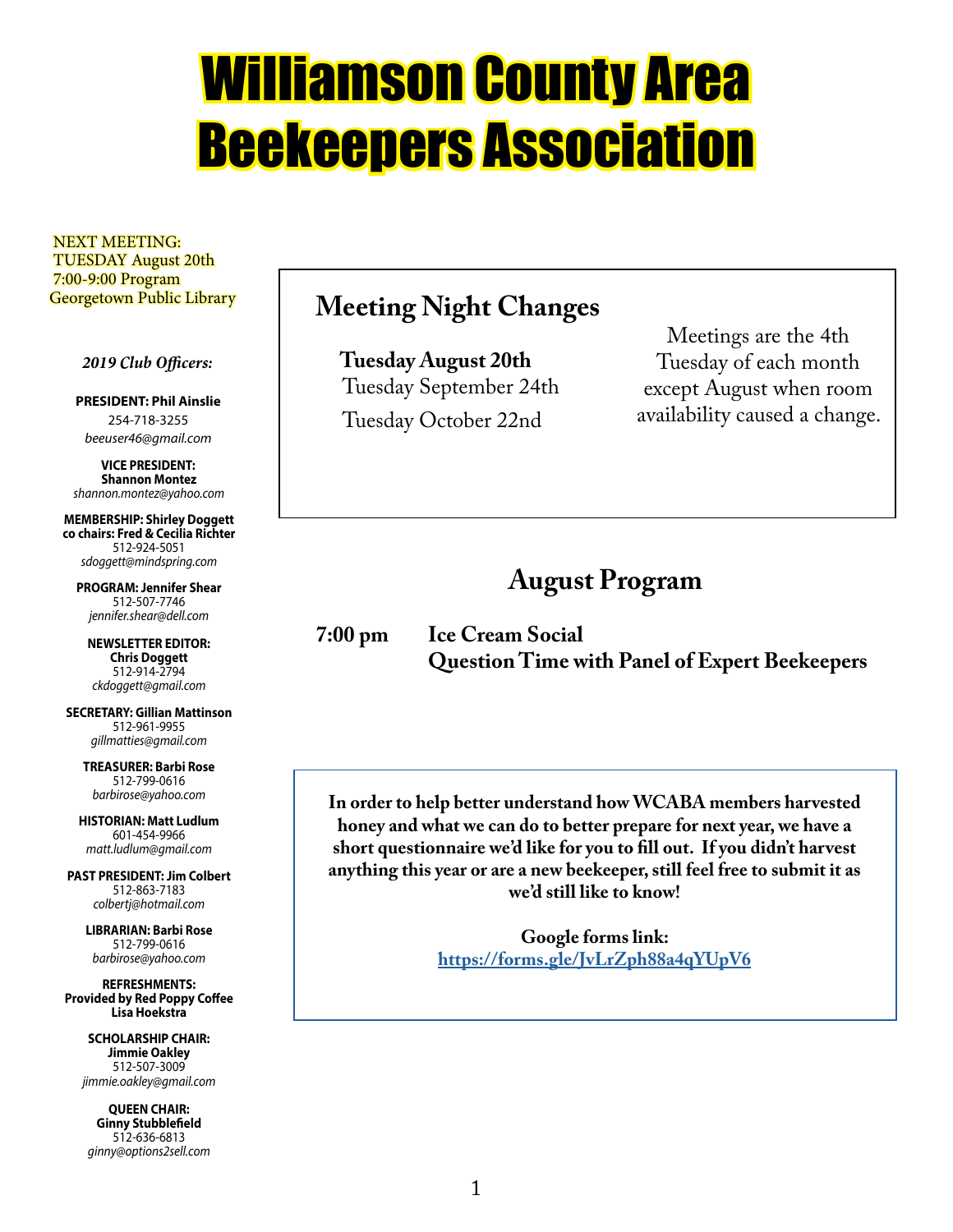# Williamson County Area Beekeepers Association

NEXT MEETING:
TUESDAY August 20th
7:00-9:00 Program
Georgetown Public Library

***2019 Club Officers:***

**PRESIDENT: Phil Ainslie**
254-718-3255
*beeuser46@gmail.com*

**VICE PRESIDENT: Shannon Montez**
*shannon.montez@yahoo.com*

**MEMBERSHIP: Shirley Doggett**
**co chairs: Fred & Cecilia Richter**
512-924-5051
*sdoggett@mindspring.com*

**PROGRAM: Jennifer Shear**
512-507-7746
*jennifer.shear@dell.com*

**NEWSLETTER EDITOR: Chris Doggett**
512-914-2794
*ckdoggett@gmail.com*

**SECRETARY: Gillian Mattinson**
512-961-9955
*gillmatties@gmail.com*

**TREASURER: Barbi Rose**
512-799-0616
*barbirose@yahoo.com*

**HISTORIAN: Matt Ludlum**
601-454-9966
*matt.ludlum@gmail.com*

**PAST PRESIDENT: Jim Colbert**
512-863-7183
*colbertj@hotmail.com*

**LIBRARIAN: Barbi Rose**
512-799-0616
*barbirose@yahoo.com*

**REFRESHMENTS: Provided by Red Poppy Coffee Lisa Hoekstra**

**SCHOLARSHIP CHAIR: Jimmie Oakley**
512-507-3009
*jimmie.oakley@gmail.com*

**QUEEN CHAIR: Ginny Stubblefield**
512-636-6813
*ginny@options2sell.com*

## Meeting Night Changes

**Tuesday August 20th**
Tuesday September 24th
Tuesday October 22nd

Meetings are the 4th Tuesday of each month except August when room availability caused a change.

## August Program

**7:00 pm** **Ice Cream Social**
**Question Time with Panel of Expert Beekeepers**

**In order to help better understand how WCABA members harvested honey and what we can do to better prepare for next year, we have a short questionnaire we'd like for you to fill out. If you didn't harvest anything this year or are a new beekeeper, still feel free to submit it as we'd still like to know!**

**Google forms link:**
**https://forms.gle/JvLrZph88a4qYUpV6**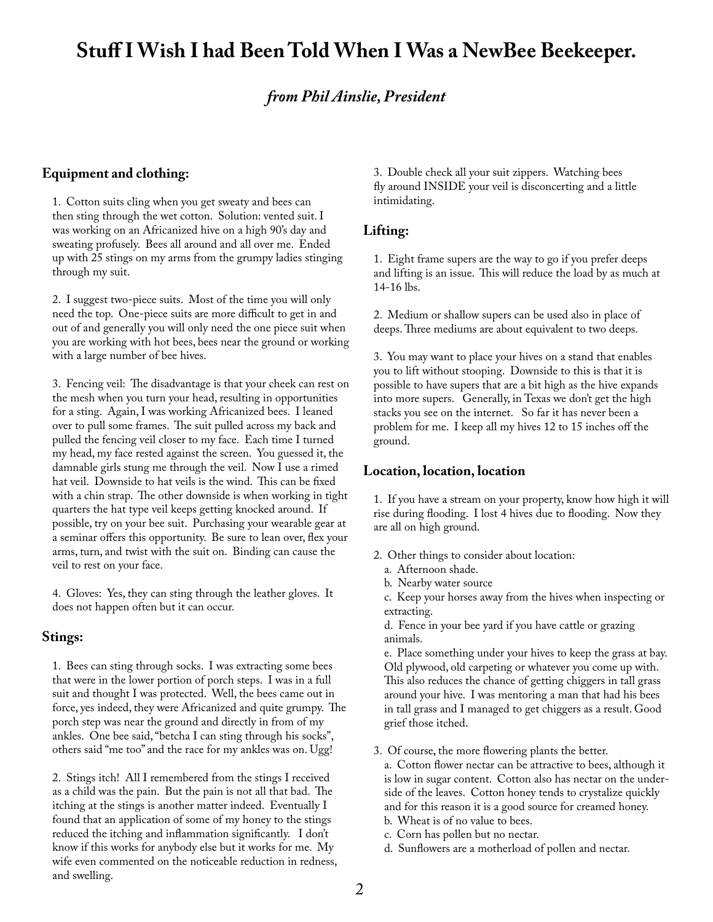# Stuff I Wish I had Been Told When I Was a NewBee Beekeeper.

*from Phil Ainslie, President*

## Equipment and clothing:

1. Cotton suits cling when you get sweaty and bees can then sting through the wet cotton. Solution: vented suit. I was working on an Africanized hive on a high 90's day and sweating profusely. Bees all around and all over me. Ended up with 25 stings on my arms from the grumpy ladies stinging through my suit.

2. I suggest two-piece suits. Most of the time you will only need the top. One-piece suits are more difficult to get in and out of and generally you will only need the one piece suit when you are working with hot bees, bees near the ground or working with a large number of bee hives.

3. Fencing veil: The disadvantage is that your cheek can rest on the mesh when you turn your head, resulting in opportunities for a sting. Again, I was working Africanized bees. I leaned over to pull some frames. The suit pulled across my back and pulled the fencing veil closer to my face. Each time I turned my head, my face rested against the screen. You guessed it, the damnable girls stung me through the veil. Now I use a rimed hat veil. Downside to hat veils is the wind. This can be fixed with a chin strap. The other downside is when working in tight quarters the hat type veil keeps getting knocked around. If possible, try on your bee suit. Purchasing your wearable gear at a seminar offers this opportunity. Be sure to lean over, flex your arms, turn, and twist with the suit on. Binding can cause the veil to rest on your face.

4. Gloves: Yes, they can sting through the leather gloves. It does not happen often but it can occur.

## Stings:

1. Bees can sting through socks. I was extracting some bees that were in the lower portion of porch steps. I was in a full suit and thought I was protected. Well, the bees came out in force, yes indeed, they were Africanized and quite grumpy. The porch step was near the ground and directly in from of my ankles. One bee said, "betcha I can sting through his socks", others said "me too" and the race for my ankles was on. Ugg!

2. Stings itch! All I remembered from the stings I received as a child was the pain. But the pain is not all that bad. The itching at the stings is another matter indeed. Eventually I found that an application of some of my honey to the stings reduced the itching and inflammation significantly. I don't know if this works for anybody else but it works for me. My wife even commented on the noticeable reduction in redness, and swelling.

3. Double check all your suit zippers. Watching bees fly around INSIDE your veil is disconcerting and a little intimidating.

## Lifting:

1. Eight frame supers are the way to go if you prefer deeps and lifting is an issue. This will reduce the load by as much at 14-16 lbs.

2. Medium or shallow supers can be used also in place of deeps. Three mediums are about equivalent to two deeps.

3. You may want to place your hives on a stand that enables you to lift without stooping. Downside to this is that it is possible to have supers that are a bit high as the hive expands into more supers. Generally, in Texas we don't get the high stacks you see on the internet. So far it has never been a problem for me. I keep all my hives 12 to 15 inches off the ground.

## Location, location, location

1. If you have a stream on your property, know how high it will rise during flooding. I lost 4 hives due to flooding. Now they are all on high ground.

2. Other things to consider about location:
   a. Afternoon shade.
   b. Nearby water source
   c. Keep your horses away from the hives when inspecting or extracting.
   d. Fence in your bee yard if you have cattle or grazing animals.
   e. Place something under your hives to keep the grass at bay. Old plywood, old carpeting or whatever you come up with. This also reduces the chance of getting chiggers in tall grass around your hive. I was mentoring a man that had his bees in tall grass and I managed to get chiggers as a result. Good grief those itched.

3. Of course, the more flowering plants the better.
   a. Cotton flower nectar can be attractive to bees, although it is low in sugar content. Cotton also has nectar on the under-side of the leaves. Cotton honey tends to crystalize quickly and for this reason it is a good source for creamed honey.
   b. Wheat is of no value to bees.
   c. Corn has pollen but no nectar.
   d. Sunflowers are a motherload of pollen and nectar.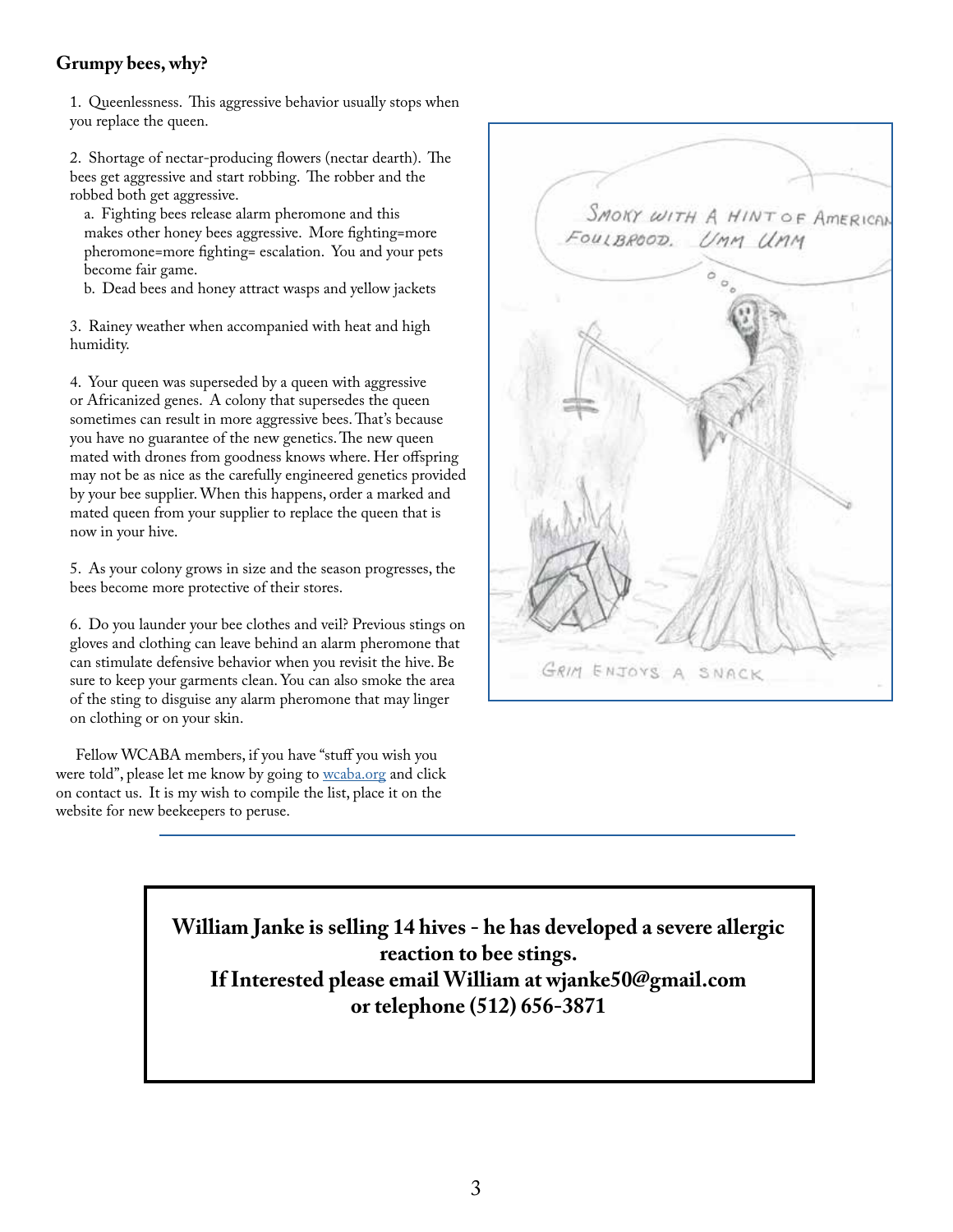**Grumpy bees, why?**

1. Queenlessness. This aggressive behavior usually stops when you replace the queen.

2. Shortage of nectar-producing flowers (nectar dearth). The bees get aggressive and start robbing. The robber and the robbed both get aggressive.
   a. Fighting bees release alarm pheromone and this makes other honey bees aggressive. More fighting=more pheromone=more fighting= escalation. You and your pets become fair game.
   b. Dead bees and honey attract wasps and yellow jackets

3. Rainey weather when accompanied with heat and high humidity.

4. Your queen was superseded by a queen with aggressive or Africanized genes. A colony that supersedes the queen sometimes can result in more aggressive bees. That's because you have no guarantee of the new genetics. The new queen mated with drones from goodness knows where. Her offspring may not be as nice as the carefully engineered genetics provided by your bee supplier. When this happens, order a marked and mated queen from your supplier to replace the queen that is now in your hive.

5. As your colony grows in size and the season progresses, the bees become more protective of their stores.

6. Do you launder your bee clothes and veil? Previous stings on gloves and clothing can leave behind an alarm pheromone that can stimulate defensive behavior when you revisit the hive. Be sure to keep your garments clean. You can also smoke the area of the sting to disguise any alarm pheromone that may linger on clothing or on your skin.

Fellow WCABA members, if you have "stuff you wish you were told", please let me know by going to wcaba.org and click on contact us. It is my wish to compile the list, place it on the website for new beekeepers to peruse.

SMOKY WITH A HINT OF AMERICAN FOULBROOD. UMM UMM

GRIM ENJOYS A SNACK

---

**William Janke is selling 14 hives - he has developed a severe allergic reaction to bee stings.**
**If Interested please email William at wjanke50@gmail.com or telephone (512) 656-3871**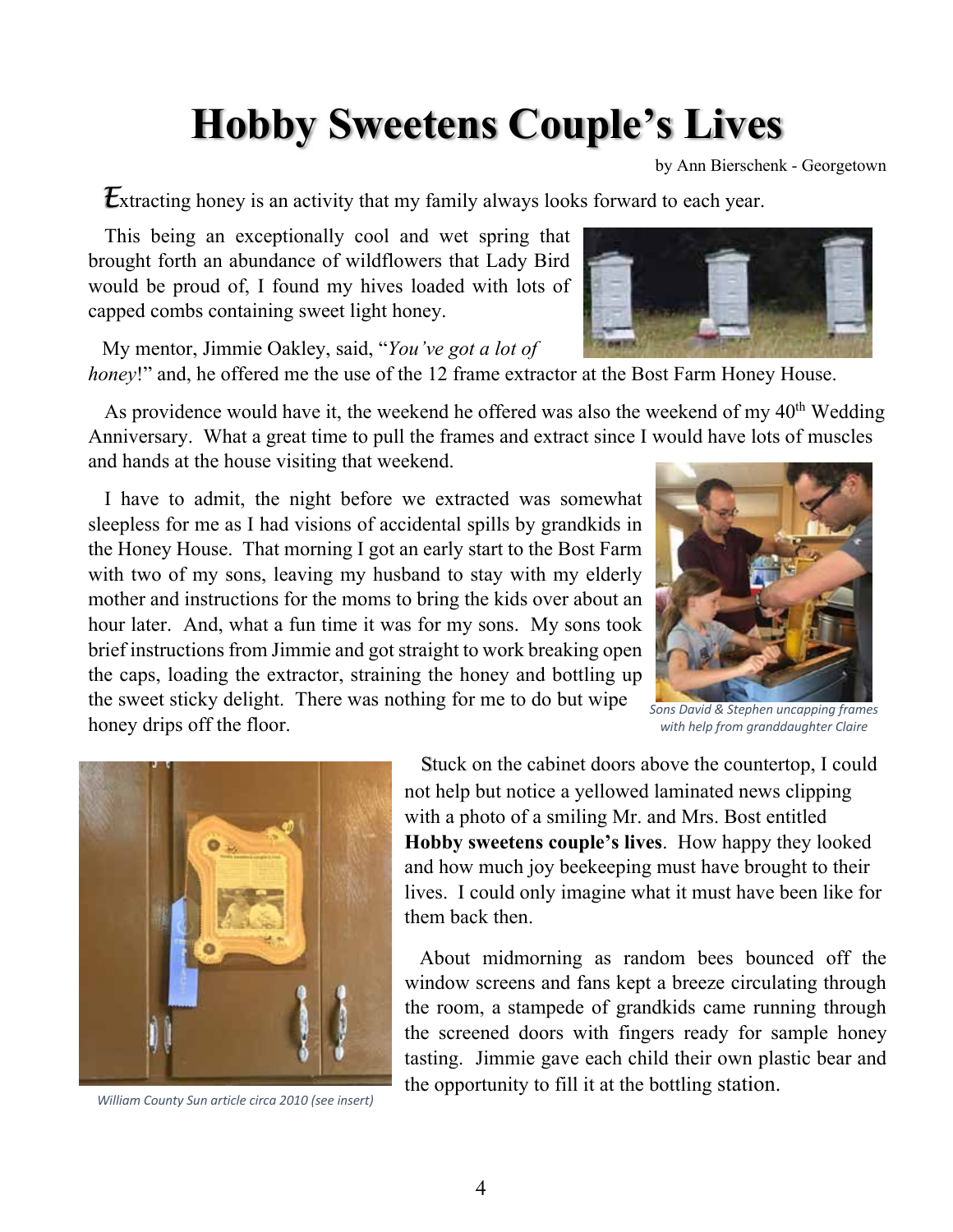# Hobby Sweetens Couple's Lives

by Ann Bierschenk - Georgetown

Extracting honey is an activity that my family always looks forward to each year.

This being an exceptionally cool and wet spring that brought forth an abundance of wildflowers that Lady Bird would be proud of, I found my hives loaded with lots of capped combs containing sweet light honey.

My mentor, Jimmie Oakley, said, "*You've got a lot of honey*!" and, he offered me the use of the 12 frame extractor at the Bost Farm Honey House.

As providence would have it, the weekend he offered was also the weekend of my 40th Wedding Anniversary. What a great time to pull the frames and extract since I would have lots of muscles and hands at the house visiting that weekend.

I have to admit, the night before we extracted was somewhat sleepless for me as I had visions of accidental spills by grandkids in the Honey House. That morning I got an early start to the Bost Farm with two of my sons, leaving my husband to stay with my elderly mother and instructions for the moms to bring the kids over about an hour later. And, what a fun time it was for my sons. My sons took brief instructions from Jimmie and got straight to work breaking open the caps, loading the extractor, straining the honey and bottling up the sweet sticky delight. There was nothing for me to do but wipe honey drips off the floor.

*Sons David & Stephen uncapping frames with help from granddaughter Claire*

Stuck on the cabinet doors above the countertop, I could not help but notice a yellowed laminated news clipping with a photo of a smiling Mr. and Mrs. Bost entitled **Hobby sweetens couple's lives**. How happy they looked and how much joy beekeeping must have brought to their lives. I could only imagine what it must have been like for them back then.

*William County Sun article circa 2010 (see insert)*

About midmorning as random bees bounced off the window screens and fans kept a breeze circulating through the room, a stampede of grandkids came running through the screened doors with fingers ready for sample honey tasting. Jimmie gave each child their own plastic bear and the opportunity to fill it at the bottling station.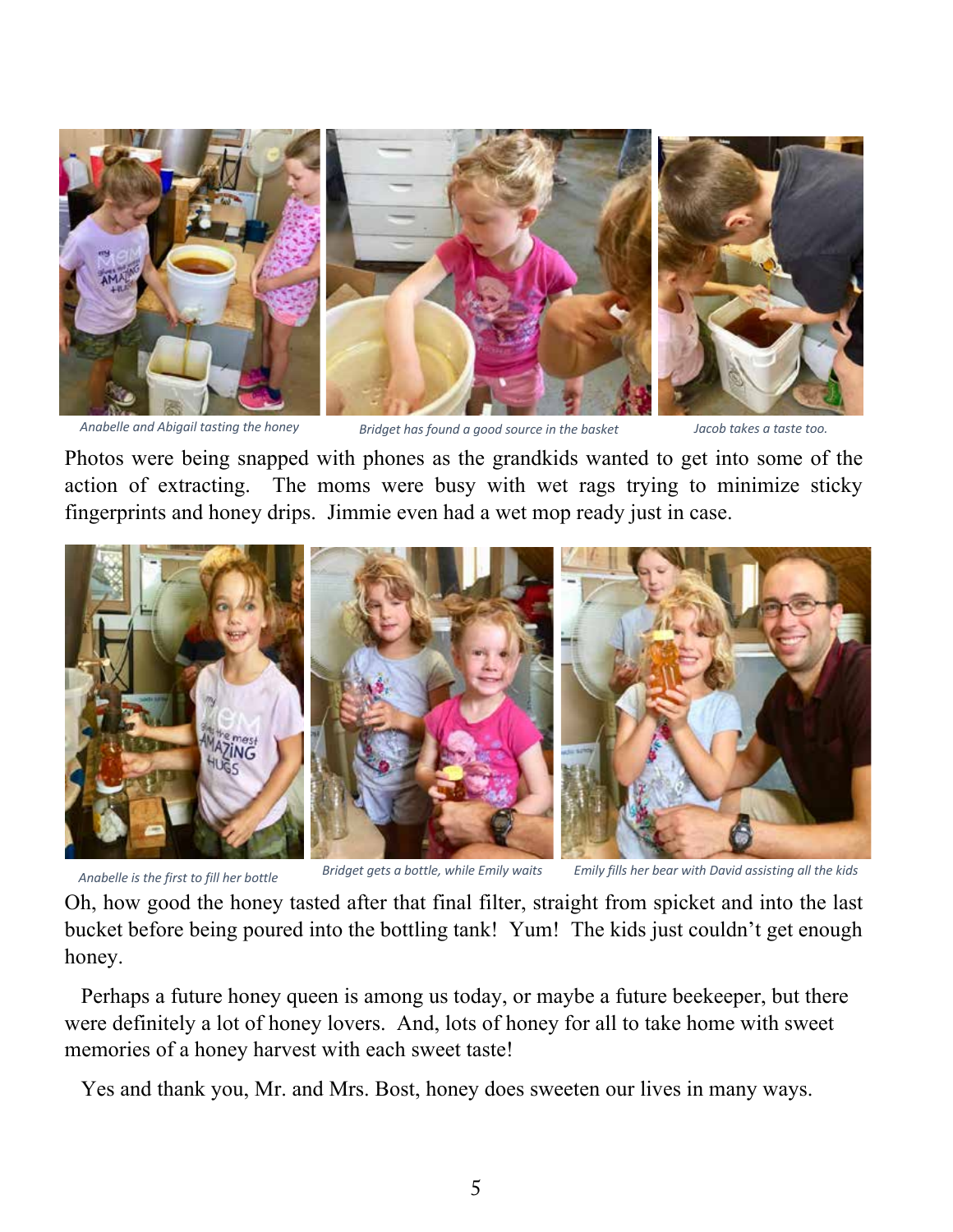*Anabelle and Abigail tasting the honey*

*Bridget has found a good source in the basket*

*Jacob takes a taste too.*

Photos were being snapped with phones as the grandkids wanted to get into some of the action of extracting. The moms were busy with wet rags trying to minimize sticky fingerprints and honey drips. Jimmie even had a wet mop ready just in case.

*Anabelle is the first to fill her bottle*

*Bridget gets a bottle, while Emily waits*

*Emily fills her bear with David assisting all the kids*

Oh, how good the honey tasted after that final filter, straight from spicket and into the last bucket before being poured into the bottling tank! Yum! The kids just couldn't get enough honey.

Perhaps a future honey queen is among us today, or maybe a future beekeeper, but there were definitely a lot of honey lovers. And, lots of honey for all to take home with sweet memories of a honey harvest with each sweet taste!

Yes and thank you, Mr. and Mrs. Bost, honey does sweeten our lives in many ways.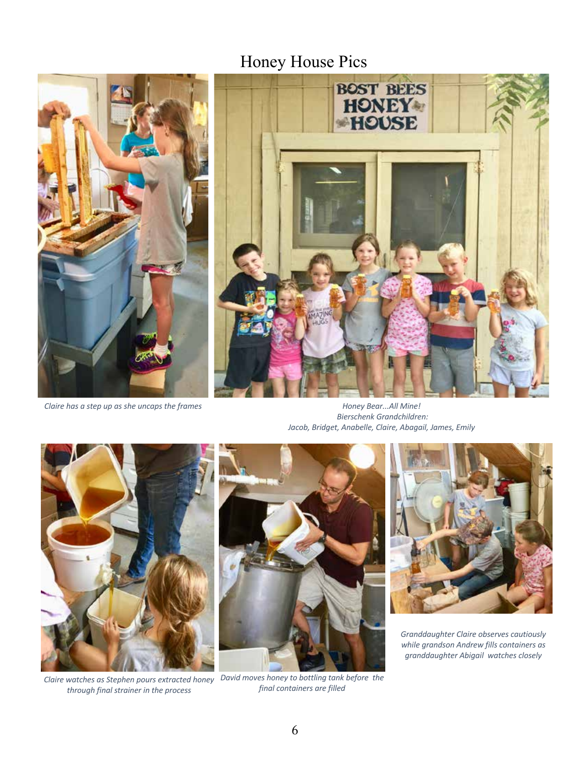# Honey House Pics

*Claire has a step up as she uncaps the frames*

*Honey Bear...All Mine!*
*Bierschenk Grandchildren:*
*Jacob, Bridget, Anabelle, Claire, Abagail, James, Emily*

*Claire watches as Stephen pours extracted honey through final strainer in the process*

*David moves honey to bottling tank before the final containers are filled*

*Granddaughter Claire observes cautiously while grandson Andrew fills containers as granddaughter Abigail watches closely*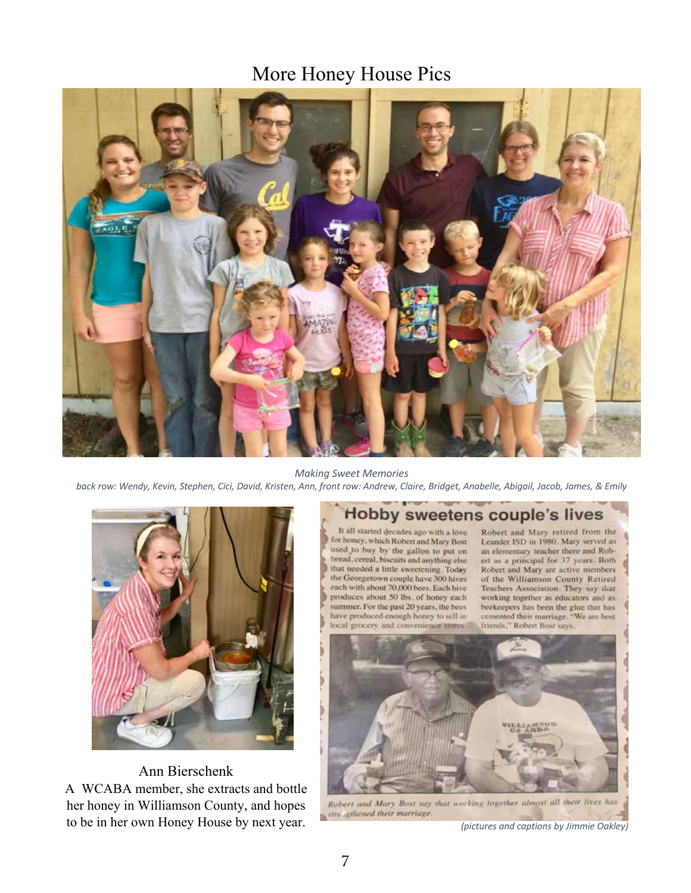# More Honey House Pics

*Making Sweet Memories*

*back row: Wendy, Kevin, Stephen, Cici, David, Kristen, Ann, front row: Andrew, Claire, Bridget, Anabelle, Abigail, Jacob, James, & Emily*

Ann Bierschenk

A WCABA member, she extracts and bottle her honey in Williamson County, and hopes to be in her own Honey House by next year.

## Hobby sweetens couple's lives

It all started decades ago with a love for honey, which Robert and Mary Bost used to buy by the gallon to put on bread, cereal, biscuits and anything else that needed a little sweetening. Today the Georgetown couple have 300 hives each with about 70,000 bees. Each hive produces about 50 lbs. of honey each summer. For the past 20 years, the bees have produced enough honey to sell in local grocery and convenience stores.

Robert and Mary retired from the Leander ISD in 1980. Mary served as an elementary teacher there and Robert as a principal for 37 years. Both Robert and Mary are active members of the Williamson County Retired Teachers Association. They say that working together as educators and as beekeepers has been the glue that has cemented their marriage. "We are best friends," Robert Bost says.

*Robert and Mary Bost say that working together almost all their lives has strengthened their marriage.*

*(pictures and captions by Jimmie Oakley)*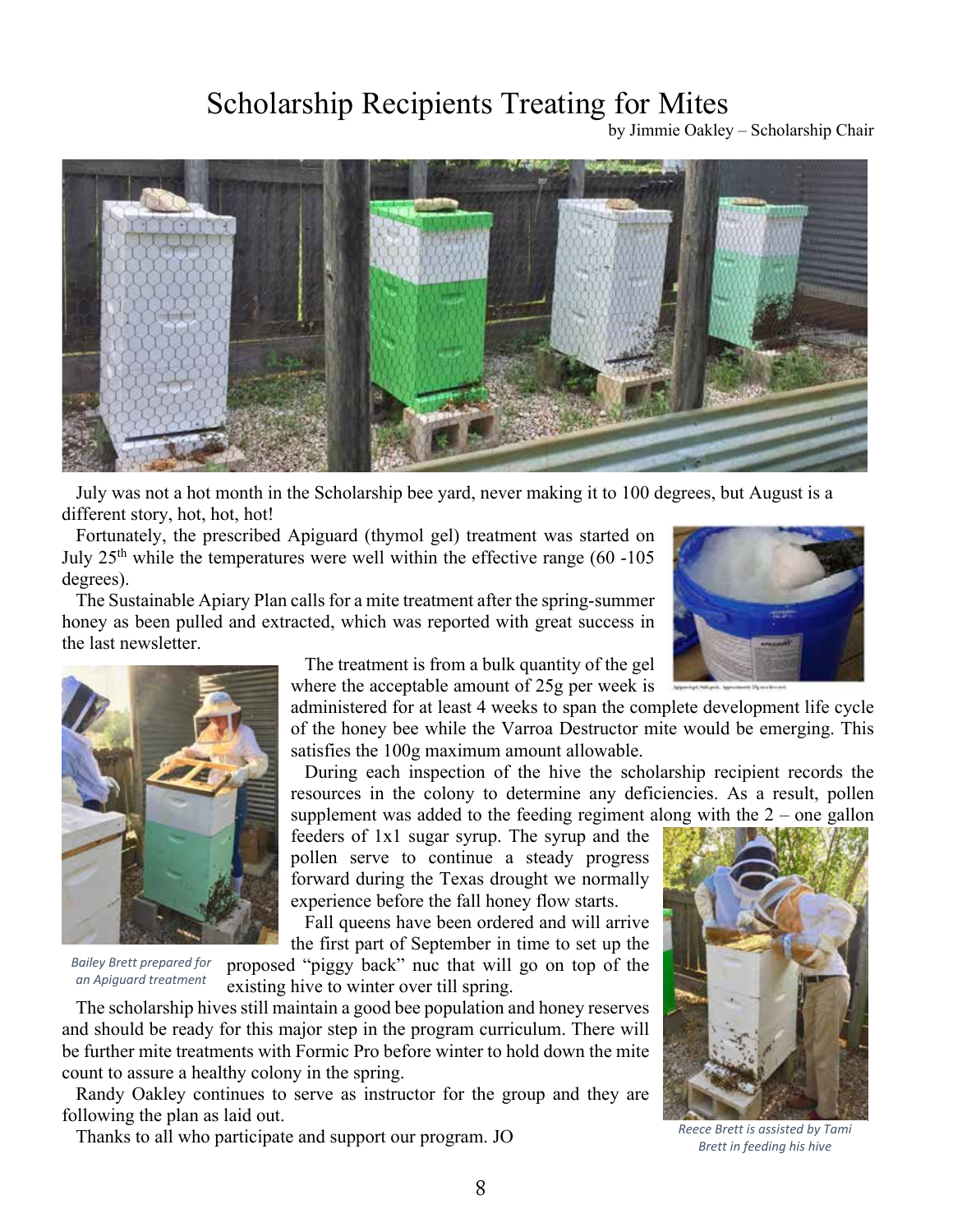# Scholarship Recipients Treating for Mites

by Jimmie Oakley – Scholarship Chair

July was not a hot month in the Scholarship bee yard, never making it to 100 degrees, but August is a different story, hot, hot, hot!

Fortunately, the prescribed Apiguard (thymol gel) treatment was started on July 25th while the temperatures were well within the effective range (60 -105 degrees).

The Sustainable Apiary Plan calls for a mite treatment after the spring-summer honey as been pulled and extracted, which was reported with great success in the last newsletter.

The treatment is from a bulk quantity of the gel where the acceptable amount of 25g per week is administered for at least 4 weeks to span the complete development life cycle of the honey bee while the Varroa Destructor mite would be emerging. This satisfies the 100g maximum amount allowable.

During each inspection of the hive the scholarship recipient records the resources in the colony to determine any deficiencies. As a result, pollen supplement was added to the feeding regiment along with the 2 – one gallon feeders of 1x1 sugar syrup. The syrup and the pollen serve to continue a steady progress forward during the Texas drought we normally experience before the fall honey flow starts.

Fall queens have been ordered and will arrive the first part of September in time to set up the proposed "piggy back" nuc that will go on top of the existing hive to winter over till spring.

*Bailey Brett prepared for an Apiguard treatment*

The scholarship hives still maintain a good bee population and honey reserves and should be ready for this major step in the program curriculum. There will be further mite treatments with Formic Pro before winter to hold down the mite count to assure a healthy colony in the spring.

Randy Oakley continues to serve as instructor for the group and they are following the plan as laid out.

Thanks to all who participate and support our program. JO

*Reece Brett is assisted by Tami Brett in feeding his hive*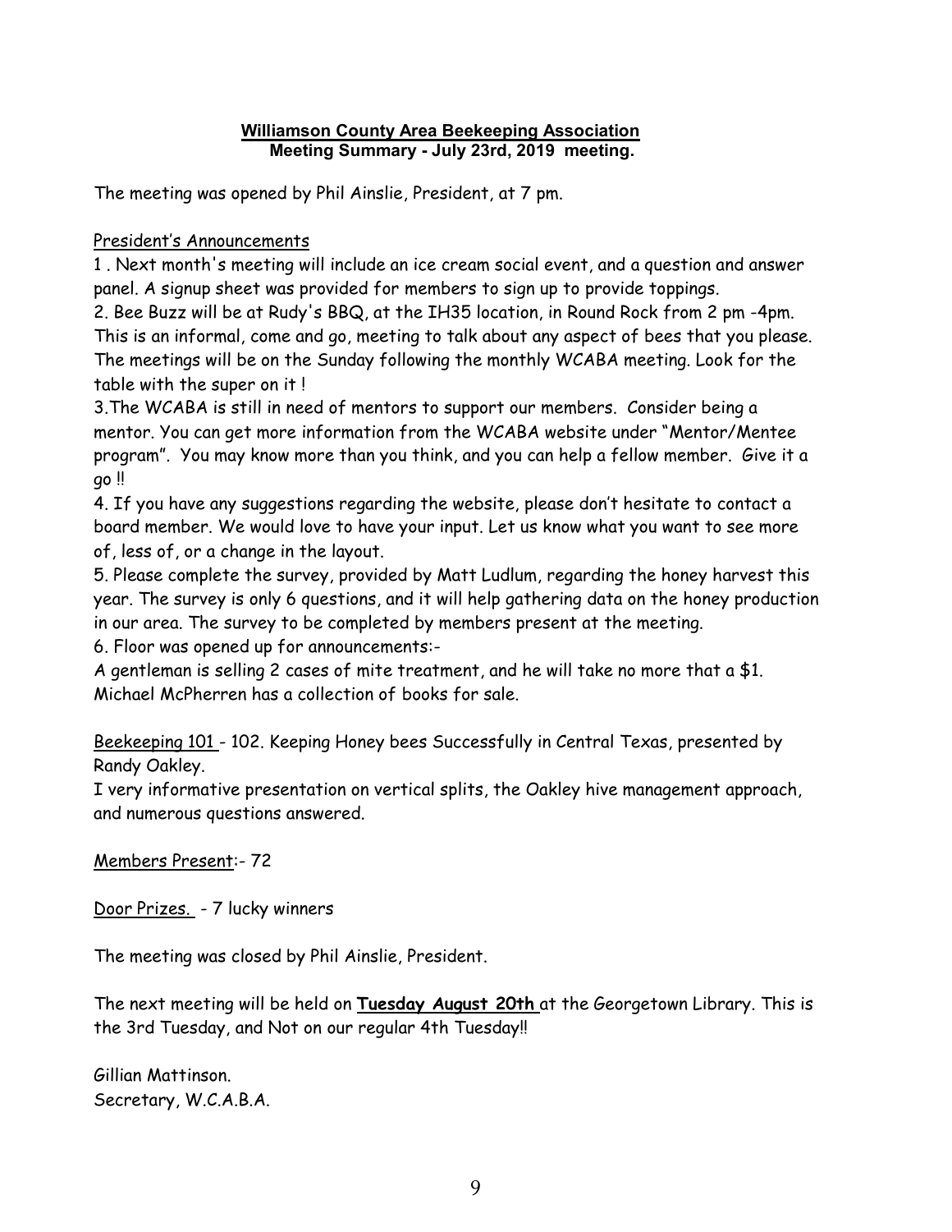**Williamson County Area Beekeeping Association**
**Meeting Summary - July 23rd, 2019 meeting.**

The meeting was opened by Phil Ainslie, President, at 7 pm.

President's Announcements

1 . Next month's meeting will include an ice cream social event, and a question and answer panel. A signup sheet was provided for members to sign up to provide toppings.

2. Bee Buzz will be at Rudy's BBQ, at the IH35 location, in Round Rock from 2 pm -4pm. This is an informal, come and go, meeting to talk about any aspect of bees that you please. The meetings will be on the Sunday following the monthly WCABA meeting. Look for the table with the super on it !

3.The WCABA is still in need of mentors to support our members. Consider being a mentor. You can get more information from the WCABA website under "Mentor/Mentee program". You may know more than you think, and you can help a fellow member. Give it a go !!

4. If you have any suggestions regarding the website, please don't hesitate to contact a board member. We would love to have your input. Let us know what you want to see more of, less of, or a change in the layout.

5. Please complete the survey, provided by Matt Ludlum, regarding the honey harvest this year. The survey is only 6 questions, and it will help gathering data on the honey production in our area. The survey to be completed by members present at the meeting.

6. Floor was opened up for announcements:-

A gentleman is selling 2 cases of mite treatment, and he will take no more that a $1. Michael McPherren has a collection of books for sale.

Beekeeping 101 - 102. Keeping Honey bees Successfully in Central Texas, presented by Randy Oakley.

I very informative presentation on vertical splits, the Oakley hive management approach, and numerous questions answered.

Members Present:- 72

Door Prizes. - 7 lucky winners

The meeting was closed by Phil Ainslie, President.

The next meeting will be held on **Tuesday August 20th** at the Georgetown Library. This is the 3rd Tuesday, and Not on our regular 4th Tuesday!!

Gillian Mattinson.
Secretary, W.C.A.B.A.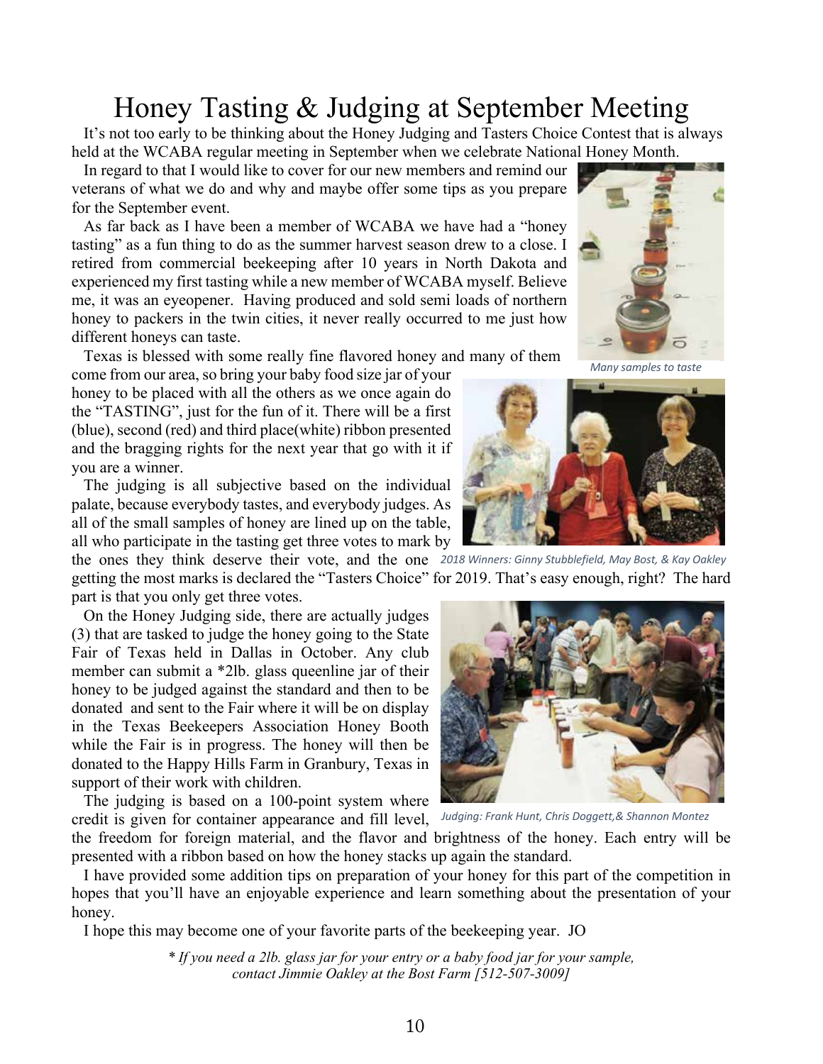# Honey Tasting & Judging at September Meeting

It's not too early to be thinking about the Honey Judging and Tasters Choice Contest that is always held at the WCABA regular meeting in September when we celebrate National Honey Month.

In regard to that I would like to cover for our new members and remind our veterans of what we do and why and maybe offer some tips as you prepare for the September event.

As far back as I have been a member of WCABA we have had a "honey tasting" as a fun thing to do as the summer harvest season drew to a close. I retired from commercial beekeeping after 10 years in North Dakota and experienced my first tasting while a new member of WCABA myself. Believe me, it was an eyeopener. Having produced and sold semi loads of northern honey to packers in the twin cities, it never really occurred to me just how different honeys can taste.

*Many samples to taste*

Texas is blessed with some really fine flavored honey and many of them come from our area, so bring your baby food size jar of your honey to be placed with all the others as we once again do the "TASTING", just for the fun of it. There will be a first (blue), second (red) and third place(white) ribbon presented and the bragging rights for the next year that go with it if you are a winner.

The judging is all subjective based on the individual palate, because everybody tastes, and everybody judges. As all of the small samples of honey are lined up on the table, all who participate in the tasting get three votes to mark by the ones they think deserve their vote, and the one getting the most marks is declared the "Tasters Choice" for 2019. That's easy enough, right? The hard part is that you only get three votes.

*2018 Winners: Ginny Stubblefield, May Bost, & Kay Oakley*

On the Honey Judging side, there are actually judges (3) that are tasked to judge the honey going to the State Fair of Texas held in Dallas in October. Any club member can submit a *2lb. glass queenline jar of their honey to be judged against the standard and then to be donated and sent to the Fair where it will be on display in the Texas Beekeepers Association Honey Booth while the Fair is in progress. The honey will then be donated to the Happy Hills Farm in Granbury, Texas in support of their work with children.

The judging is based on a 100-point system where credit is given for container appearance and fill level, the freedom for foreign material, and the flavor and brightness of the honey. Each entry will be presented with a ribbon based on how the honey stacks up again the standard.

*Judging: Frank Hunt, Chris Doggett,& Shannon Montez*

I have provided some addition tips on preparation of your honey for this part of the competition in hopes that you'll have an enjoyable experience and learn something about the presentation of your honey.

I hope this may become one of your favorite parts of the beekeeping year. JO

*\* If you need a 2lb. glass jar for your entry or a baby food jar for your sample, contact Jimmie Oakley at the Bost Farm [512-507-3009]*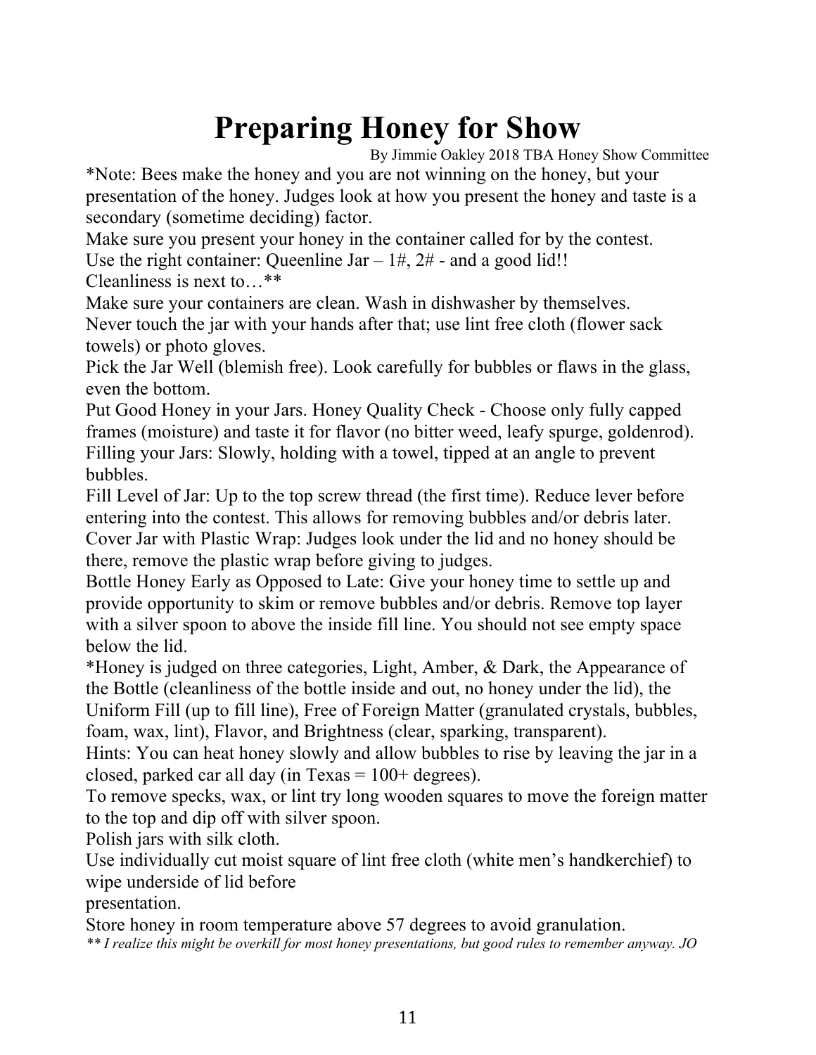# Preparing Honey for Show

By Jimmie Oakley 2018 TBA Honey Show Committee

*Note: Bees make the honey and you are not winning on the honey, but your presentation of the honey. Judges look at how you present the honey and taste is a secondary (sometime deciding) factor.

Make sure you present your honey in the container called for by the contest.

Use the right container: Queenline Jar – 1#, 2# - and a good lid!!

Cleanliness is next to…**

Make sure your containers are clean. Wash in dishwasher by themselves.

Never touch the jar with your hands after that; use lint free cloth (flower sack towels) or photo gloves.

Pick the Jar Well (blemish free). Look carefully for bubbles or flaws in the glass, even the bottom.

Put Good Honey in your Jars. Honey Quality Check - Choose only fully capped frames (moisture) and taste it for flavor (no bitter weed, leafy spurge, goldenrod).

Filling your Jars: Slowly, holding with a towel, tipped at an angle to prevent bubbles.

Fill Level of Jar: Up to the top screw thread (the first time). Reduce lever before entering into the contest. This allows for removing bubbles and/or debris later.

Cover Jar with Plastic Wrap: Judges look under the lid and no honey should be there, remove the plastic wrap before giving to judges.

Bottle Honey Early as Opposed to Late: Give your honey time to settle up and provide opportunity to skim or remove bubbles and/or debris. Remove top layer with a silver spoon to above the inside fill line. You should not see empty space below the lid.

*Honey is judged on three categories, Light, Amber, & Dark, the Appearance of the Bottle (cleanliness of the bottle inside and out, no honey under the lid), the Uniform Fill (up to fill line), Free of Foreign Matter (granulated crystals, bubbles, foam, wax, lint), Flavor, and Brightness (clear, sparking, transparent).

Hints: You can heat honey slowly and allow bubbles to rise by leaving the jar in a closed, parked car all day (in Texas = 100+ degrees).

To remove specks, wax, or lint try long wooden squares to move the foreign matter to the top and dip off with silver spoon.

Polish jars with silk cloth.

Use individually cut moist square of lint free cloth (white men's handkerchief) to wipe underside of lid before presentation.

Store honey in room temperature above 57 degrees to avoid granulation.

*** I realize this might be overkill for most honey presentations, but good rules to remember anyway. JO*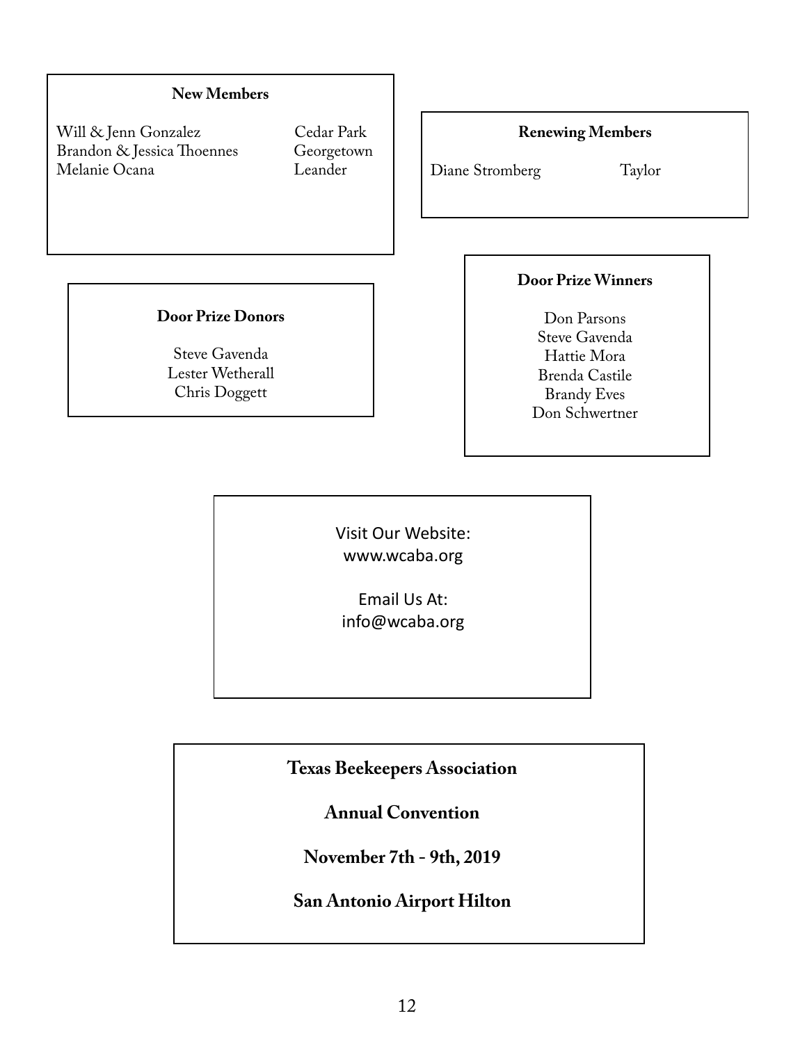### New Members

| | |
|---|---|
| Will & Jenn Gonzalez | Cedar Park |
| Brandon & Jessica Thoennes | Georgetown |
| Melanie Ocana | Leander |

### Renewing Members

| | |
|---|---|
| Diane Stromberg | Taylor |

### Door Prize Donors

Steve Gavenda
Lester Wetherall
Chris Doggett

### Door Prize Winners

Don Parsons
Steve Gavenda
Hattie Mora
Brenda Castile
Brandy Eves
Don Schwertner

Visit Our Website:
www.wcaba.org

Email Us At:
info@wcaba.org

**Texas Beekeepers Association**

**Annual Convention**

**November 7th - 9th, 2019**

**San Antonio Airport Hilton**